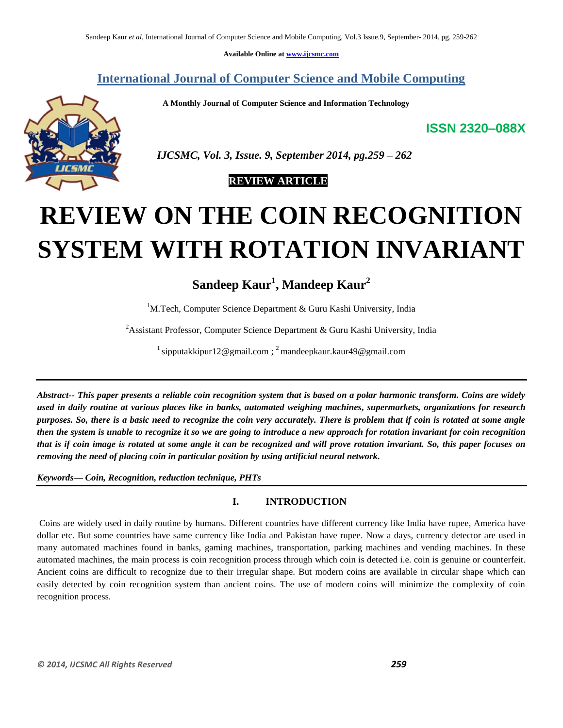**Available Online at www.ijcsmc.com**

## International Journal of Computer Science and Mobile Computing

**A Monthly Journal of Computer Science and Information Technology**

**ISSN 2320–088X**

*IJCSMC, Vol. 3, Issue. 9, September 2014, pg.259 – 262*

**REVIEW ARTICLE**

# REVIEW ON THE COIN RECOGNITION SYSTEM WITH ROTATION INVARIANT

**Sandeep Kaur[1], Mandeep Kaur[2]**

[1]M.Tech, Computer Science Department & Guru Kashi University, India

[2]Assistant Professor, Computer Science Department & Guru Kashi University, India

[1] sipputakkipur12@gmail.com ; [2] mandeepkaur.kaur49@gmail.com

***Abstract-- This paper presents a reliable coin recognition system that is based on a polar harmonic transform. Coins are widely used in daily routine at various places like in banks, automated weighing machines, supermarkets, organizations for research purposes. So, there is a basic need to recognize the coin very accurately. There is problem that if coin is rotated at some angle then the system is unable to recognize it so we are going to introduce a new approach for rotation invariant for coin recognition that is if coin image is rotated at some angle it can be recognized and will prove rotation invariant. So, this paper focuses on removing the need of placing coin in particular position by using artificial neural network.***

***Keywords— Coin, Recognition, reduction technique, PHTs***

## I. INTRODUCTION

Coins are widely used in daily routine by humans. Different countries have different currency like India have rupee, America have dollar etc. But some countries have same currency like India and Pakistan have rupee. Now a days, currency detector are used in many automated machines found in banks, gaming machines, transportation, parking machines and vending machines. In these automated machines, the main process is coin recognition process through which coin is detected i.e. coin is genuine or counterfeit. Ancient coins are difficult to recognize due to their irregular shape. But modern coins are available in circular shape which can easily detected by coin recognition system than ancient coins. The use of modern coins will minimize the complexity of coin recognition process.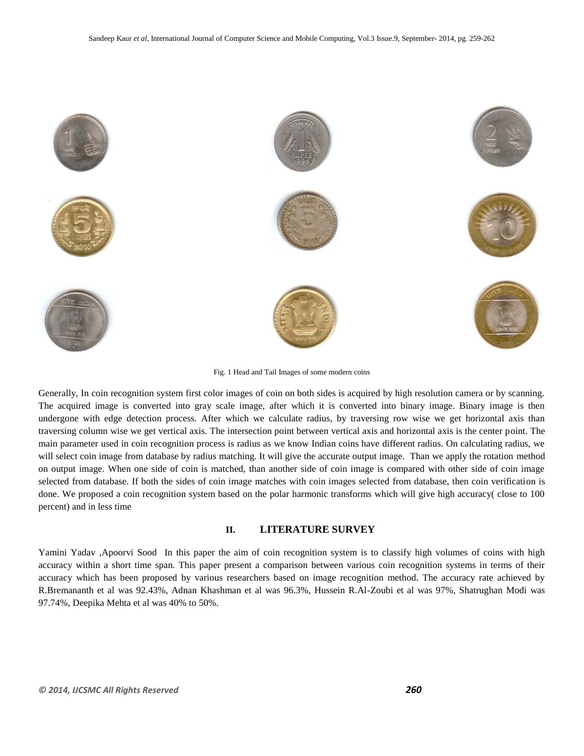Fig. 1 Head and Tail Images of some modern coins

Generally, In coin recognition system first color images of coin on both sides is acquired by high resolution camera or by scanning. The acquired image is converted into gray scale image, after which it is converted into binary image. Binary image is then undergone with edge detection process. After which we calculate radius, by traversing row wise we get horizontal axis than traversing column wise we get vertical axis. The intersection point between vertical axis and horizontal axis is the center point. The main parameter used in coin recognition process is radius as we know Indian coins have different radius. On calculating radius, we will select coin image from database by radius matching. It will give the accurate output image. Than we apply the rotation method on output image. When one side of coin is matched, than another side of coin image is compared with other side of coin image selected from database. If both the sides of coin image matches with coin images selected from database, then coin verification is done. We proposed a coin recognition system based on the polar harmonic transforms which will give high accuracy( close to 100 percent) and in less time

## II. LITERATURE SURVEY

Yamini Yadav ,Apoorvi Sood In this paper the aim of coin recognition system is to classify high volumes of coins with high accuracy within a short time span. This paper present a comparison between various coin recognition systems in terms of their accuracy which has been proposed by various researchers based on image recognition method. The accuracy rate achieved by R.Bremananth et al was 92.43%, Adnan Khashman et al was 96.3%, Hussein R.Al-Zoubi et al was 97%, Shatrughan Modi was 97.74%, Deepika Mehta et al was 40% to 50%.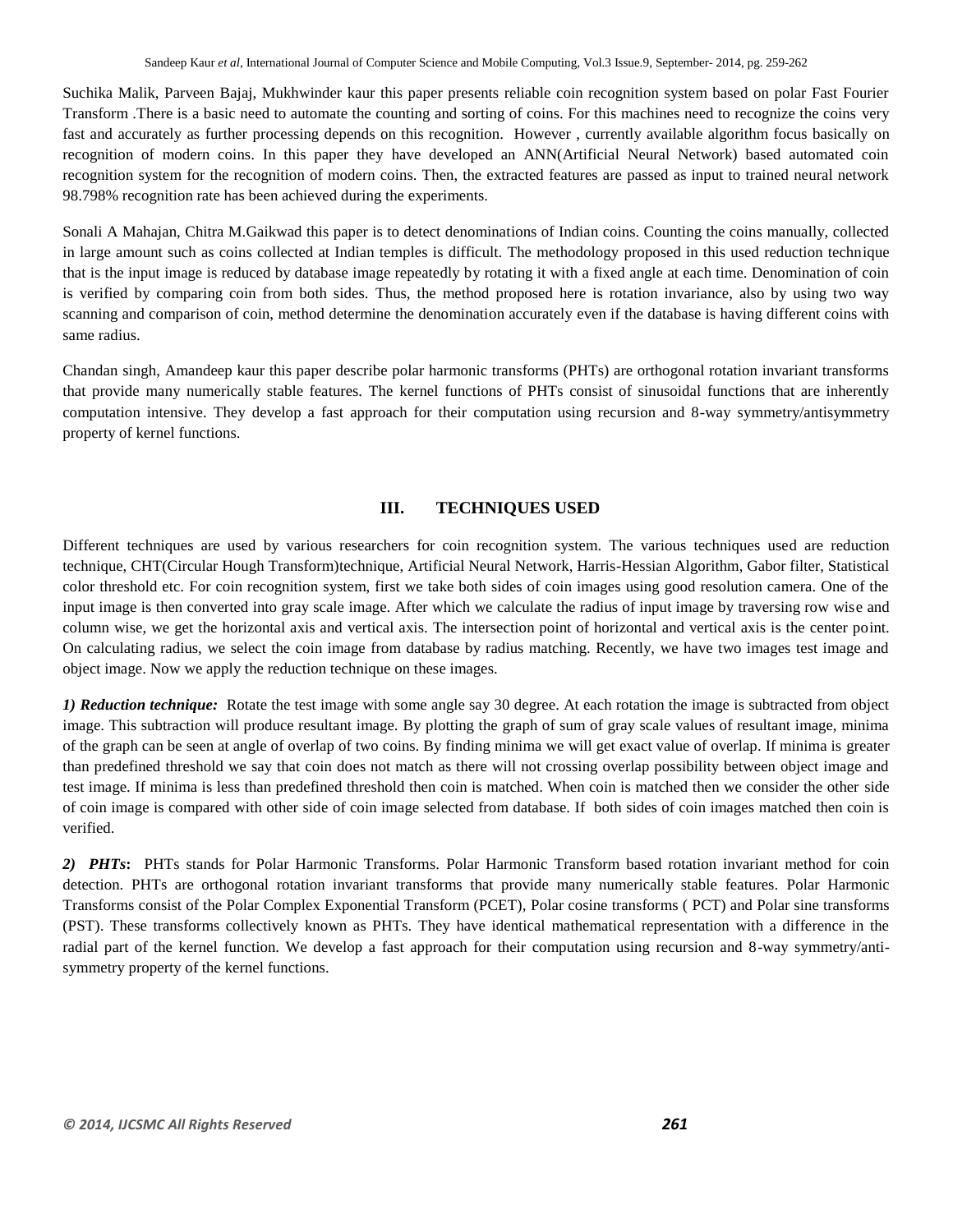Suchika Malik, Parveen Bajaj, Mukhwinder kaur this paper presents reliable coin recognition system based on polar Fast Fourier Transform .There is a basic need to automate the counting and sorting of coins. For this machines need to recognize the coins very fast and accurately as further processing depends on this recognition. However , currently available algorithm focus basically on recognition of modern coins. In this paper they have developed an ANN(Artificial Neural Network) based automated coin recognition system for the recognition of modern coins. Then, the extracted features are passed as input to trained neural network 98.798% recognition rate has been achieved during the experiments.

Sonali A Mahajan, Chitra M.Gaikwad this paper is to detect denominations of Indian coins. Counting the coins manually, collected in large amount such as coins collected at Indian temples is difficult. The methodology proposed in this used reduction technique that is the input image is reduced by database image repeatedly by rotating it with a fixed angle at each time. Denomination of coin is verified by comparing coin from both sides. Thus, the method proposed here is rotation invariance, also by using two way scanning and comparison of coin, method determine the denomination accurately even if the database is having different coins with same radius.

Chandan singh, Amandeep kaur this paper describe polar harmonic transforms (PHTs) are orthogonal rotation invariant transforms that provide many numerically stable features. The kernel functions of PHTs consist of sinusoidal functions that are inherently computation intensive. They develop a fast approach for their computation using recursion and 8-way symmetry/antisymmetry property of kernel functions.

## III. TECHNIQUES USED

Different techniques are used by various researchers for coin recognition system. The various techniques used are reduction technique, CHT(Circular Hough Transform)technique, Artificial Neural Network, Harris-Hessian Algorithm, Gabor filter, Statistical color threshold etc. For coin recognition system, first we take both sides of coin images using good resolution camera. One of the input image is then converted into gray scale image. After which we calculate the radius of input image by traversing row wise and column wise, we get the horizontal axis and vertical axis. The intersection point of horizontal and vertical axis is the center point. On calculating radius, we select the coin image from database by radius matching. Recently, we have two images test image and object image. Now we apply the reduction technique on these images.

***1) Reduction technique:*** Rotate the test image with some angle say 30 degree. At each rotation the image is subtracted from object image. This subtraction will produce resultant image. By plotting the graph of sum of gray scale values of resultant image, minima of the graph can be seen at angle of overlap of two coins. By finding minima we will get exact value of overlap. If minima is greater than predefined threshold we say that coin does not match as there will not crossing overlap possibility between object image and test image. If minima is less than predefined threshold then coin is matched. When coin is matched then we consider the other side of coin image is compared with other side of coin image selected from database. If both sides of coin images matched then coin is verified.

***2) PHTs*:** PHTs stands for Polar Harmonic Transforms. Polar Harmonic Transform based rotation invariant method for coin detection. PHTs are orthogonal rotation invariant transforms that provide many numerically stable features. Polar Harmonic Transforms consist of the Polar Complex Exponential Transform (PCET), Polar cosine transforms ( PCT) and Polar sine transforms (PST). These transforms collectively known as PHTs. They have identical mathematical representation with a difference in the radial part of the kernel function. We develop a fast approach for their computation using recursion and 8-way symmetry/anti-symmetry property of the kernel functions.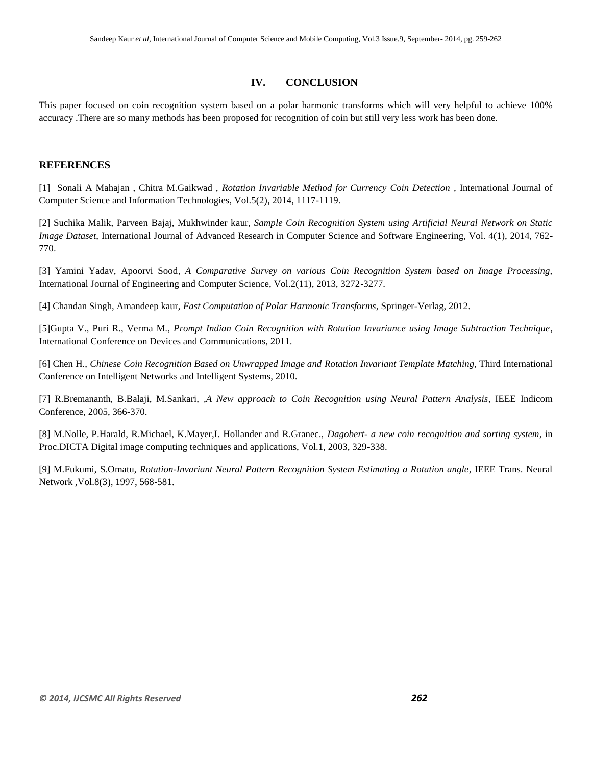## IV. CONCLUSION

This paper focused on coin recognition system based on a polar harmonic transforms which will very helpful to achieve 100% accuracy .There are so many methods has been proposed for recognition of coin but still very less work has been done.

## REFERENCES

[1] Sonali A Mahajan , Chitra M.Gaikwad , *Rotation Invariable Method for Currency Coin Detection* , International Journal of Computer Science and Information Technologies, Vol.5(2), 2014, 1117-1119.

[2] Suchika Malik, Parveen Bajaj, Mukhwinder kaur, *Sample Coin Recognition System using Artificial Neural Network on Static Image Dataset*, International Journal of Advanced Research in Computer Science and Software Engineering, Vol. 4(1), 2014, 762-770.

[3] Yamini Yadav, Apoorvi Sood, *A Comparative Survey on various Coin Recognition System based on Image Processing,* International Journal of Engineering and Computer Science, Vol.2(11), 2013, 3272-3277.

[4] Chandan Singh, Amandeep kaur, *Fast Computation of Polar Harmonic Transforms*, Springer-Verlag, 2012.

[5]Gupta V., Puri R., Verma M., *Prompt Indian Coin Recognition with Rotation Invariance using Image Subtraction Technique*, International Conference on Devices and Communications, 2011.

[6] Chen H., *Chinese Coin Recognition Based on Unwrapped Image and Rotation Invariant Template Matching,* Third International Conference on Intelligent Networks and Intelligent Systems, 2010.

[7] R.Bremananth, B.Balaji, M.Sankari, ,*A New approach to Coin Recognition using Neural Pattern Analysis*, IEEE Indicom Conference, 2005, 366-370.

[8] M.Nolle, P.Harald, R.Michael, K.Mayer,I. Hollander and R.Granec., *Dagobert- a new coin recognition and sorting system*, in Proc.DICTA Digital image computing techniques and applications, Vol.1, 2003, 329-338.

[9] M.Fukumi, S.Omatu, *Rotation-Invariant Neural Pattern Recognition System Estimating a Rotation angle*, IEEE Trans. Neural Network ,Vol.8(3), 1997, 568-581.